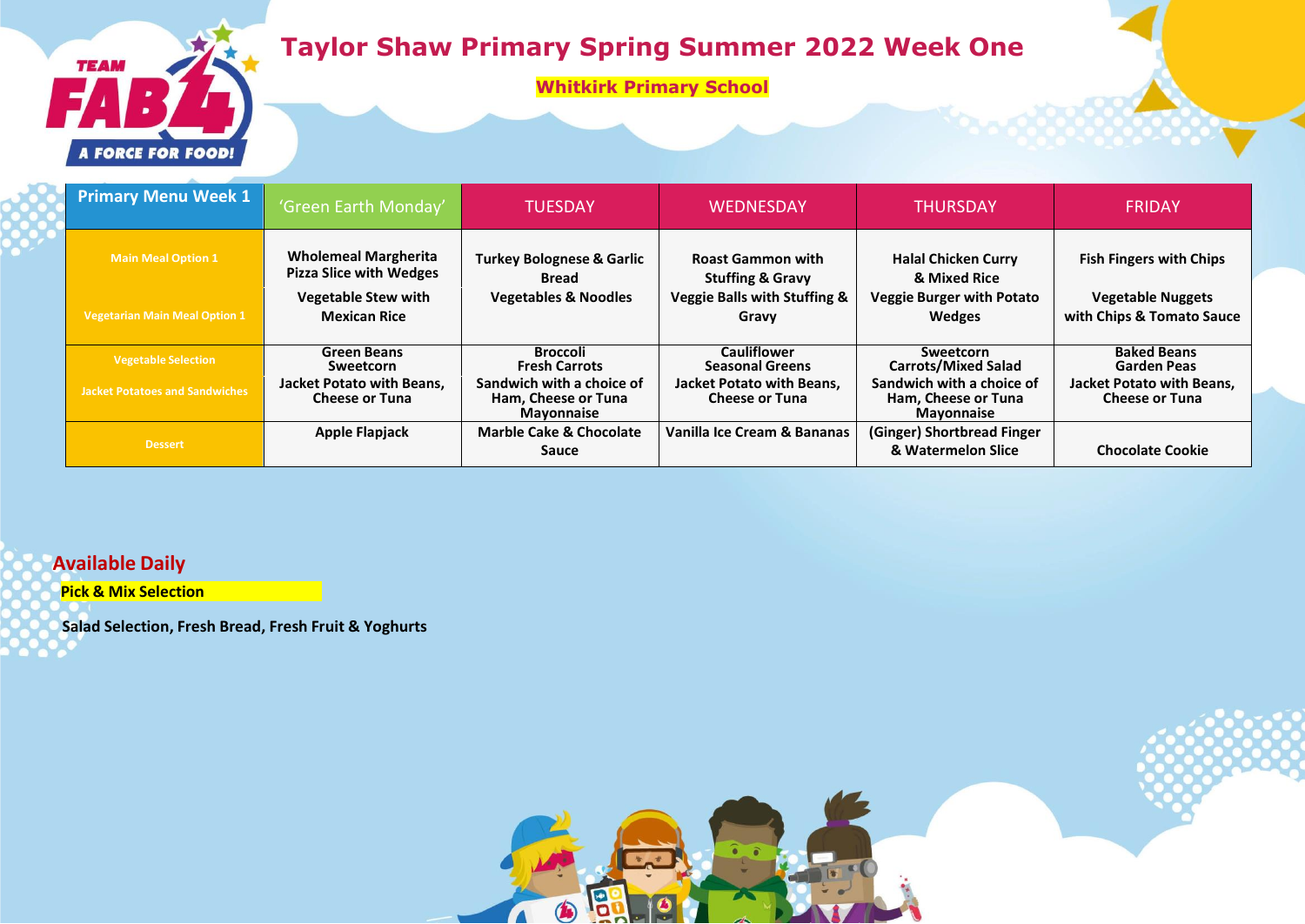# Taylor Shaw Primary Spring Summer 2022 Week One

**Whitkirk Primary School**

| Primary Menu Week 1 | 'Green Earth Monday' | TUESDAY | WEDNESDAY | THURSDAY | FRIDAY |
|---|---|---|---|---|---|
| Main Meal Option 1 | **Wholemeal Margherita Pizza Slice with Wedges** | **Turkey Bolognese & Garlic Bread** | **Roast Gammon with Stuffing & Gravy** | **Halal Chicken Curry & Mixed Rice** | **Fish Fingers with Chips** |
| Vegetarian Main Meal Option 1 | **Vegetable Stew with Mexican Rice** | **Vegetables & Noodles** | **Veggie Balls with Stuffing & Gravy** | **Veggie Burger with Potato Wedges** | **Vegetable Nuggets with Chips & Tomato Sauce** |
| Vegetable Selection | **Green Beans Sweetcorn** | **Broccoli Fresh Carrots** | **Cauliflower Seasonal Greens** | **Sweetcorn Carrots/Mixed Salad** | **Baked Beans Garden Peas** |
| Jacket Potatoes and Sandwiches | **Jacket Potato with Beans, Cheese or Tuna** | **Sandwich with a choice of Ham, Cheese or Tuna Mayonnaise** | **Jacket Potato with Beans, Cheese or Tuna** | **Sandwich with a choice of Ham, Cheese or Tuna Mayonnaise** | **Jacket Potato with Beans, Cheese or Tuna** |
| Dessert | **Apple Flapjack** | **Marble Cake & Chocolate Sauce** | **Vanilla Ice Cream & Bananas** | **(Ginger) Shortbread Finger & Watermelon Slice** | **Chocolate Cookie** |

## Available Daily

**Pick & Mix Selection**

**Salad Selection, Fresh Bread, Fresh Fruit & Yoghurts**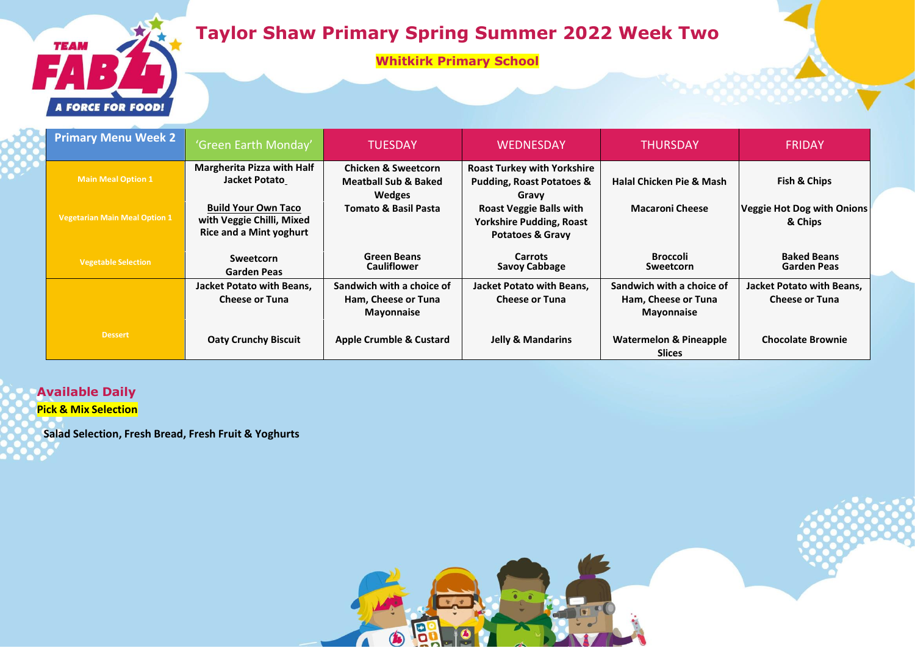# Taylor Shaw Primary Spring Summer 2022 Week Two

**Whitkirk Primary School**

| Primary Menu Week 2 | 'Green Earth Monday' | TUESDAY | WEDNESDAY | THURSDAY | FRIDAY |
|---|---|---|---|---|---|
| Main Meal Option 1 | **Margherita Pizza with Half Jacket Potato** | **Chicken & Sweetcorn Meatball Sub & Baked Wedges** | **Roast Turkey with Yorkshire Pudding, Roast Potatoes & Gravy** | **Halal Chicken Pie & Mash** | **Fish & Chips** |
| Vegetarian Main Meal Option 1 | **Build Your Own Taco with Veggie Chilli, Mixed Rice and a Mint yoghurt** | **Tomato & Basil Pasta** | **Roast Veggie Balls with Yorkshire Pudding, Roast Potatoes & Gravy** | **Macaroni Cheese** | **Veggie Hot Dog with Onions & Chips** |
| Vegetable Selection | **Sweetcorn Garden Peas** | **Green Beans Cauliflower** | **Carrots Savoy Cabbage** | **Broccoli Sweetcorn** | **Baked Beans Garden Peas** |
| | **Jacket Potato with Beans, Cheese or Tuna** | **Sandwich with a choice of Ham, Cheese or Tuna Mayonnaise** | **Jacket Potato with Beans, Cheese or Tuna** | **Sandwich with a choice of Ham, Cheese or Tuna Mayonnaise** | **Jacket Potato with Beans, Cheese or Tuna** |
| Dessert | **Oaty Crunchy Biscuit** | **Apple Crumble & Custard** | **Jelly & Mandarins** | **Watermelon & Pineapple Slices** | **Chocolate Brownie** |

## Available Daily

**Pick & Mix Selection**

**Salad Selection, Fresh Bread, Fresh Fruit & Yoghurts**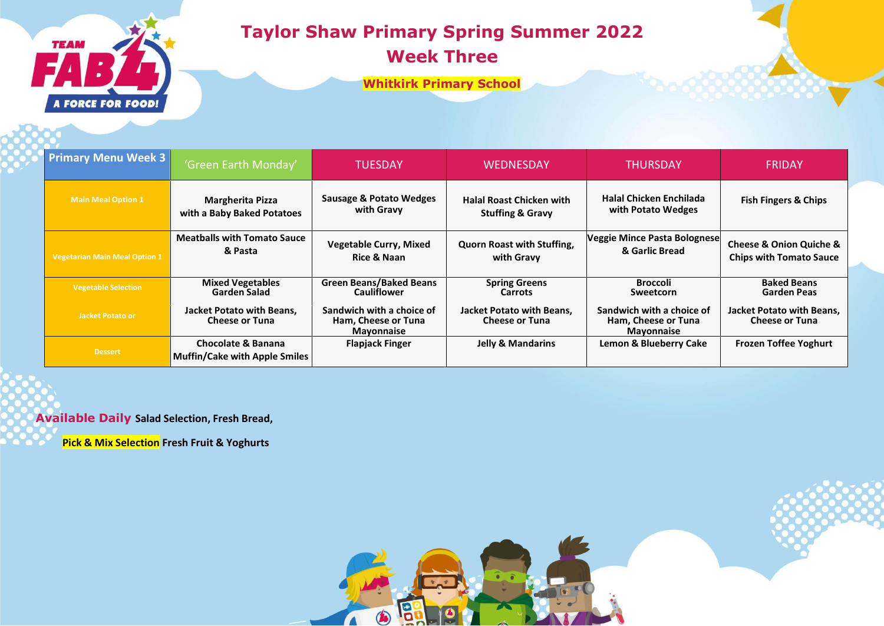# Taylor Shaw Primary Spring Summer 2022

## Week Three

**Whitkirk Primary School**

| Primary Menu Week 3 | 'Green Earth Monday' | TUESDAY | WEDNESDAY | THURSDAY | FRIDAY |
|---|---|---|---|---|---|
| Main Meal Option 1 | **Margherita Pizza with a Baby Baked Potatoes** | **Sausage & Potato Wedges with Gravy** | **Halal Roast Chicken with Stuffing & Gravy** | **Halal Chicken Enchilada with Potato Wedges** | **Fish Fingers & Chips** |
| Vegetarian Main Meal Option 1 | **Meatballs with Tomato Sauce & Pasta** | **Vegetable Curry, Mixed Rice & Naan** | **Quorn Roast with Stuffing, with Gravy** | **Veggie Mince Pasta Bolognese & Garlic Bread** | **Cheese & Onion Quiche & Chips with Tomato Sauce** |
| Vegetable Selection | **Mixed Vegetables Garden Salad** | **Green Beans/Baked Beans Cauliflower** | **Spring Greens Carrots** | **Broccoli Sweetcorn** | **Baked Beans Garden Peas** |
| Jacket Potato or | **Jacket Potato with Beans, Cheese or Tuna** | **Sandwich with a choice of Ham, Cheese or Tuna Mayonnaise** | **Jacket Potato with Beans, Cheese or Tuna** | **Sandwich with a choice of Ham, Cheese or Tuna Mayonnaise** | **Jacket Potato with Beans, Cheese or Tuna** |
| Dessert | **Chocolate & Banana Muffin/Cake with Apple Smiles** | **Flapjack Finger** | **Jelly & Mandarins** | **Lemon & Blueberry Cake** | **Frozen Toffee Yoghurt** |

**Available Daily** **Salad Selection, Fresh Bread,**

**Pick & Mix Selection Fresh Fruit & Yoghurts**